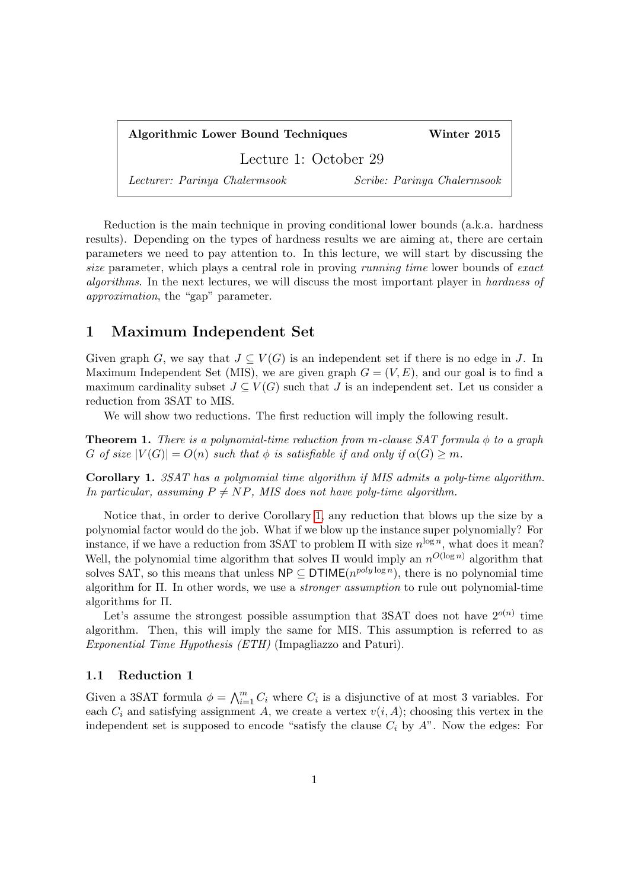| **Algorithmic Lower Bound Techniques** | **Winter 2015** |
|---|---|
| Lecture 1: October 29 | |
| *Lecturer: Parinya Chalermsook* | *Scribe: Parinya Chalermsook* |

Reduction is the main technique in proving conditional lower bounds (a.k.a. hardness results). Depending on the types of hardness results we are aiming at, there are certain parameters we need to pay attention to. In this lecture, we will start by discussing the *size* parameter, which plays a central role in proving *running time* lower bounds of *exact algorithms*. In the next lectures, we will discuss the most important player in *hardness of approximation*, the "gap" parameter.

# 1 Maximum Independent Set

Given graph $G$, we say that $J \subseteq V(G)$ is an independent set if there is no edge in $J$. In Maximum Independent Set (MIS), we are given graph $G = (V, E)$, and our goal is to find a maximum cardinality subset $J \subseteq V(G)$ such that $J$ is an independent set. Let us consider a reduction from 3SAT to MIS.

We will show two reductions. The first reduction will imply the following result.

**Theorem 1.** *There is a polynomial-time reduction from $m$-clause SAT formula $\phi$ to a graph $G$ of size $|V(G)| = O(n)$ such that $\phi$ is satisfiable if and only if $\alpha(G) \geq m$.*

**Corollary 1.** *3SAT has a polynomial time algorithm if MIS admits a poly-time algorithm. In particular, assuming $P \neq NP$, MIS does not have poly-time algorithm.*

Notice that, in order to derive Corollary 1, any reduction that blows up the size by a polynomial factor would do the job. What if we blow up the instance super polynomially? For instance, if we have a reduction from 3SAT to problem $\Pi$ with size $n^{\log n}$, what does it mean? Well, the polynomial time algorithm that solves $\Pi$ would imply an $n^{O(\log n)}$ algorithm that solves SAT, so this means that unless $\mathsf{NP} \subseteq \mathsf{DTIME}(n^{poly \log n})$, there is no polynomial time algorithm for $\Pi$. In other words, we use a *stronger assumption* to rule out polynomial-time algorithms for $\Pi$.

Let's assume the strongest possible assumption that 3SAT does not have $2^{o(n)}$ time algorithm. Then, this will imply the same for MIS. This assumption is referred to as *Exponential Time Hypothesis (ETH)* (Impagliazzo and Paturi).

## 1.1 Reduction 1

Given a 3SAT formula $\phi = \bigwedge_{i=1}^{m} C_i$ where $C_i$ is a disjunctive of at most 3 variables. For each $C_i$ and satisfying assignment $A$, we create a vertex $v(i, A)$; choosing this vertex in the independent set is supposed to encode "satisfy the clause $C_i$ by $A$". Now the edges: For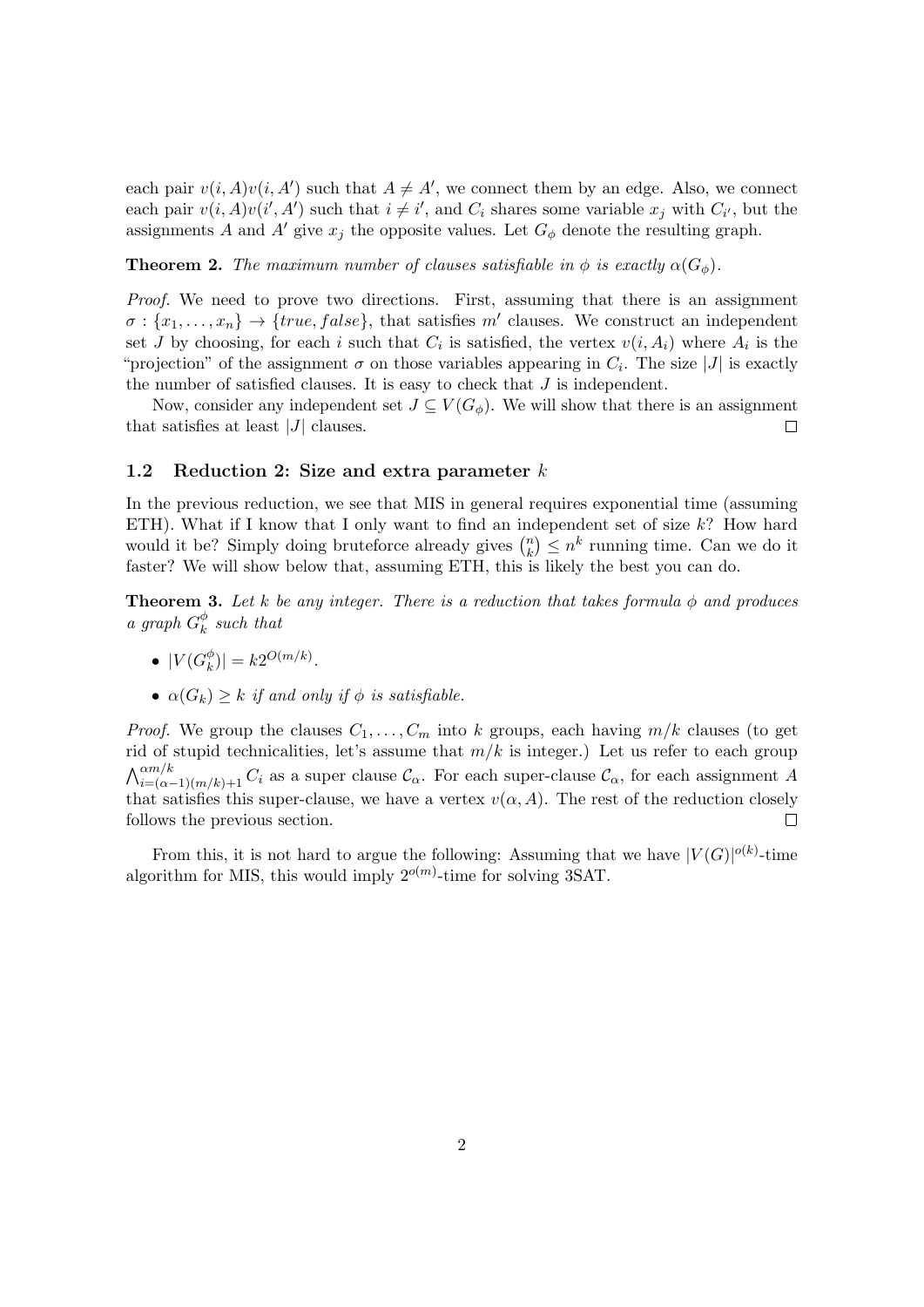each pair $v(i, A)v(i, A')$ such that $A \neq A'$, we connect them by an edge. Also, we connect each pair $v(i, A)v(i', A')$ such that $i \neq i'$, and $C_i$ shares some variable $x_j$ with $C_{i'}$, but the assignments $A$ and $A'$ give $x_j$ the opposite values. Let $G_\phi$ denote the resulting graph.

**Theorem 2.** *The maximum number of clauses satisfiable in $\phi$ is exactly $\alpha(G_\phi)$.*

*Proof.* We need to prove two directions. First, assuming that there is an assignment $\sigma : \{x_1, \ldots, x_n\} \to \{true, false\}$, that satisfies $m'$ clauses. We construct an independent set $J$ by choosing, for each $i$ such that $C_i$ is satisfied, the vertex $v(i, A_i)$ where $A_i$ is the "projection" of the assignment $\sigma$ on those variables appearing in $C_i$. The size $|J|$ is exactly the number of satisfied clauses. It is easy to check that $J$ is independent.

Now, consider any independent set $J \subseteq V(G_\phi)$. We will show that there is an assignment that satisfies at least $|J|$ clauses. □

### 1.2 Reduction 2: Size and extra parameter $k$

In the previous reduction, we see that MIS in general requires exponential time (assuming ETH). What if I know that I only want to find an independent set of size $k$? How hard would it be? Simply doing bruteforce already gives $\binom{n}{k} \leq n^k$ running time. Can we do it faster? We will show below that, assuming ETH, this is likely the best you can do.

**Theorem 3.** *Let $k$ be any integer. There is a reduction that takes formula $\phi$ and produces a graph $G_k^\phi$ such that*

- $|V(G_k^\phi)| = k2^{O(m/k)}$.
- *$\alpha(G_k) \geq k$ if and only if $\phi$ is satisfiable.*

*Proof.* We group the clauses $C_1, \ldots, C_m$ into $k$ groups, each having $m/k$ clauses (to get rid of stupid technicalities, let's assume that $m/k$ is integer.) Let us refer to each group $\bigwedge_{i=(\alpha-1)(m/k)+1}^{\alpha m/k} C_i$ as a super clause $\mathcal{C}_\alpha$. For each super-clause $\mathcal{C}_\alpha$, for each assignment $A$ that satisfies this super-clause, we have a vertex $v(\alpha, A)$. The rest of the reduction closely follows the previous section. □

From this, it is not hard to argue the following: Assuming that we have $|V(G)|^{o(k)}$-time algorithm for MIS, this would imply $2^{o(m)}$-time for solving 3SAT.